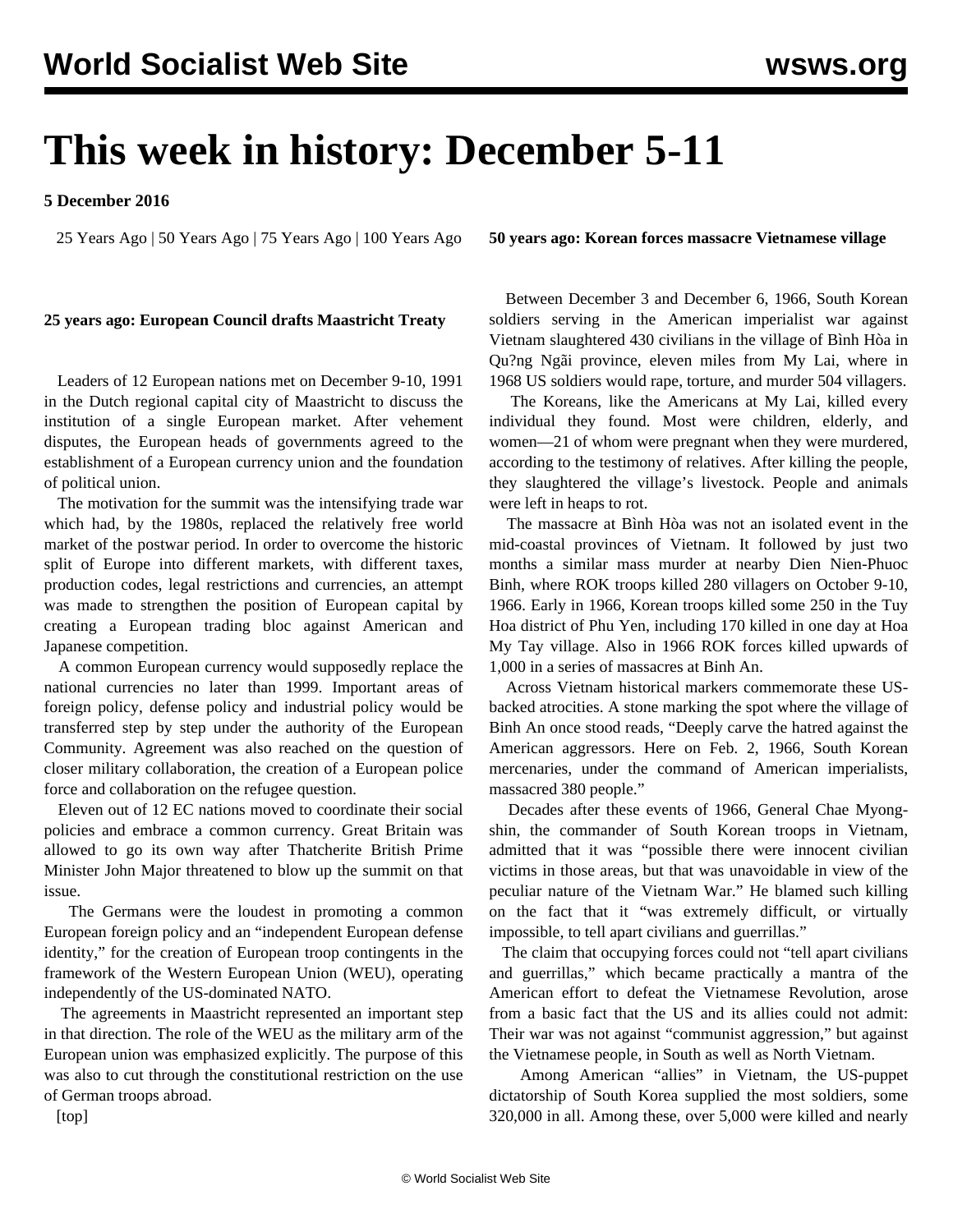# This week in history: December 5-11

**5 December 2016**

25 Years Ago | 50 Years Ago | 75 Years Ago | 100 Years Ago

**25 years ago: European Council drafts Maastricht Treaty**

Leaders of 12 European nations met on December 9-10, 1991 in the Dutch regional capital city of Maastricht to discuss the institution of a single European market. After vehement disputes, the European heads of governments agreed to the establishment of a European currency union and the foundation of political union.

The motivation for the summit was the intensifying trade war which had, by the 1980s, replaced the relatively free world market of the postwar period. In order to overcome the historic split of Europe into different markets, with different taxes, production codes, legal restrictions and currencies, an attempt was made to strengthen the position of European capital by creating a European trading bloc against American and Japanese competition.

A common European currency would supposedly replace the national currencies no later than 1999. Important areas of foreign policy, defense policy and industrial policy would be transferred step by step under the authority of the European Community. Agreement was also reached on the question of closer military collaboration, the creation of a European police force and collaboration on the refugee question.

Eleven out of 12 EC nations moved to coordinate their social policies and embrace a common currency. Great Britain was allowed to go its own way after Thatcherite British Prime Minister John Major threatened to blow up the summit on that issue.

The Germans were the loudest in promoting a common European foreign policy and an "independent European defense identity," for the creation of European troop contingents in the framework of the Western European Union (WEU), operating independently of the US-dominated NATO.

The agreements in Maastricht represented an important step in that direction. The role of the WEU as the military arm of the European union was emphasized explicitly. The purpose of this was also to cut through the constitutional restriction on the use of German troops abroad.

[top]

**50 years ago: Korean forces massacre Vietnamese village**

Between December 3 and December 6, 1966, South Korean soldiers serving in the American imperialist war against Vietnam slaughtered 430 civilians in the village of Bình Hòa in Qu?ng Ngãi province, eleven miles from My Lai, where in 1968 US soldiers would rape, torture, and murder 504 villagers.

The Koreans, like the Americans at My Lai, killed every individual they found. Most were children, elderly, and women—21 of whom were pregnant when they were murdered, according to the testimony of relatives. After killing the people, they slaughtered the village's livestock. People and animals were left in heaps to rot.

The massacre at Bình Hòa was not an isolated event in the mid-coastal provinces of Vietnam. It followed by just two months a similar mass murder at nearby Dien Nien-Phuoc Binh, where ROK troops killed 280 villagers on October 9-10, 1966. Early in 1966, Korean troops killed some 250 in the Tuy Hoa district of Phu Yen, including 170 killed in one day at Hoa My Tay village. Also in 1966 ROK forces killed upwards of 1,000 in a series of massacres at Binh An.

Across Vietnam historical markers commemorate these US-backed atrocities. A stone marking the spot where the village of Binh An once stood reads, "Deeply carve the hatred against the American aggressors. Here on Feb. 2, 1966, South Korean mercenaries, under the command of American imperialists, massacred 380 people."

Decades after these events of 1966, General Chae Myong-shin, the commander of South Korean troops in Vietnam, admitted that it was "possible there were innocent civilian victims in those areas, but that was unavoidable in view of the peculiar nature of the Vietnam War." He blamed such killing on the fact that it "was extremely difficult, or virtually impossible, to tell apart civilians and guerrillas."

The claim that occupying forces could not "tell apart civilians and guerrillas," which became practically a mantra of the American effort to defeat the Vietnamese Revolution, arose from a basic fact that the US and its allies could not admit: Their war was not against "communist aggression," but against the Vietnamese people, in South as well as North Vietnam.

Among American "allies" in Vietnam, the US-puppet dictatorship of South Korea supplied the most soldiers, some 320,000 in all. Among these, over 5,000 were killed and nearly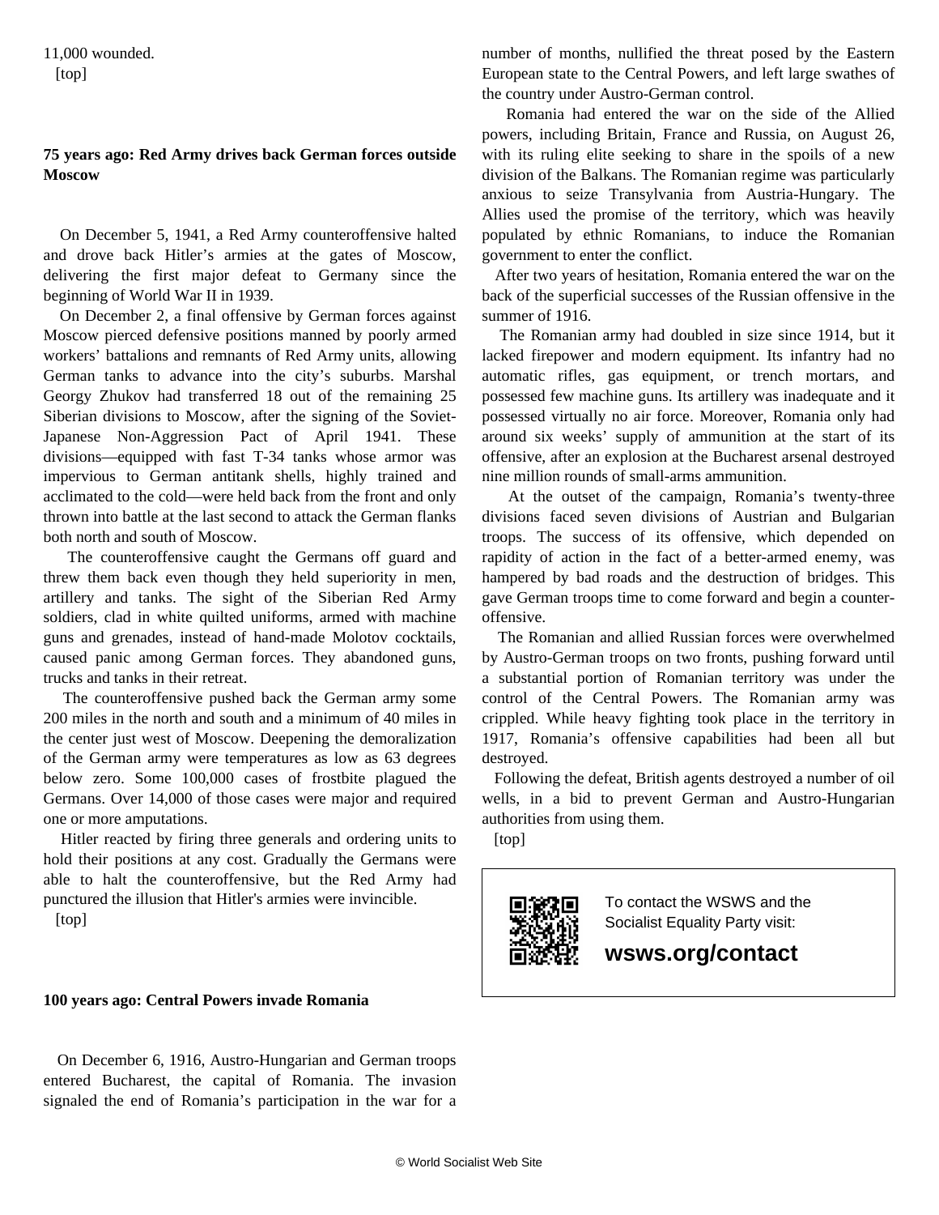11,000 wounded.

[top]

**75 years ago: Red Army drives back German forces outside Moscow**

On December 5, 1941, a Red Army counteroffensive halted and drove back Hitler's armies at the gates of Moscow, delivering the first major defeat to Germany since the beginning of World War II in 1939.

On December 2, a final offensive by German forces against Moscow pierced defensive positions manned by poorly armed workers' battalions and remnants of Red Army units, allowing German tanks to advance into the city's suburbs. Marshal Georgy Zhukov had transferred 18 out of the remaining 25 Siberian divisions to Moscow, after the signing of the Soviet-Japanese Non-Aggression Pact of April 1941. These divisions—equipped with fast T-34 tanks whose armor was impervious to German antitank shells, highly trained and acclimated to the cold—were held back from the front and only thrown into battle at the last second to attack the German flanks both north and south of Moscow.

The counteroffensive caught the Germans off guard and threw them back even though they held superiority in men, artillery and tanks. The sight of the Siberian Red Army soldiers, clad in white quilted uniforms, armed with machine guns and grenades, instead of hand-made Molotov cocktails, caused panic among German forces. They abandoned guns, trucks and tanks in their retreat.

The counteroffensive pushed back the German army some 200 miles in the north and south and a minimum of 40 miles in the center just west of Moscow. Deepening the demoralization of the German army were temperatures as low as 63 degrees below zero. Some 100,000 cases of frostbite plagued the Germans. Over 14,000 of those cases were major and required one or more amputations.

Hitler reacted by firing three generals and ordering units to hold their positions at any cost. Gradually the Germans were able to halt the counteroffensive, but the Red Army had punctured the illusion that Hitler's armies were invincible.

[top]

**100 years ago: Central Powers invade Romania**

On December 6, 1916, Austro-Hungarian and German troops entered Bucharest, the capital of Romania. The invasion signaled the end of Romania's participation in the war for a number of months, nullified the threat posed by the Eastern European state to the Central Powers, and left large swathes of the country under Austro-German control.

Romania had entered the war on the side of the Allied powers, including Britain, France and Russia, on August 26, with its ruling elite seeking to share in the spoils of a new division of the Balkans. The Romanian regime was particularly anxious to seize Transylvania from Austria-Hungary. The Allies used the promise of the territory, which was heavily populated by ethnic Romanians, to induce the Romanian government to enter the conflict.

After two years of hesitation, Romania entered the war on the back of the superficial successes of the Russian offensive in the summer of 1916.

The Romanian army had doubled in size since 1914, but it lacked firepower and modern equipment. Its infantry had no automatic rifles, gas equipment, or trench mortars, and possessed few machine guns. Its artillery was inadequate and it possessed virtually no air force. Moreover, Romania only had around six weeks' supply of ammunition at the start of its offensive, after an explosion at the Bucharest arsenal destroyed nine million rounds of small-arms ammunition.

At the outset of the campaign, Romania's twenty-three divisions faced seven divisions of Austrian and Bulgarian troops. The success of its offensive, which depended on rapidity of action in the fact of a better-armed enemy, was hampered by bad roads and the destruction of bridges. This gave German troops time to come forward and begin a counter-offensive.

The Romanian and allied Russian forces were overwhelmed by Austro-German troops on two fronts, pushing forward until a substantial portion of Romanian territory was under the control of the Central Powers. The Romanian army was crippled. While heavy fighting took place in the territory in 1917, Romania's offensive capabilities had been all but destroyed.

Following the defeat, British agents destroyed a number of oil wells, in a bid to prevent German and Austro-Hungarian authorities from using them.

[top]

To contact the WSWS and the Socialist Equality Party visit:

**wsws.org/contact**